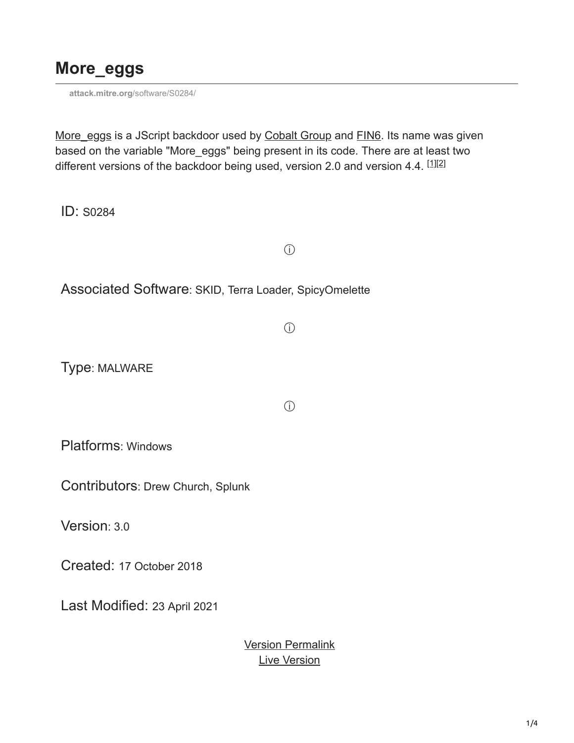# More_eggs

attack.mitre.org/software/S0284/

More_eggs is a JScript backdoor used by Cobalt Group and FIN6. Its name was given based on the variable "More_eggs" being present in its code. There are at least two different versions of the backdoor being used, version 2.0 and version 4.4. [1][2]

ID: S0284

ⓘ

Associated Software: SKID, Terra Loader, SpicyOmelette

ⓘ

Type: MALWARE

ⓘ

Platforms: Windows

Contributors: Drew Church, Splunk

Version: 3.0

Created: 17 October 2018

Last Modified: 23 April 2021

Version Permalink
Live Version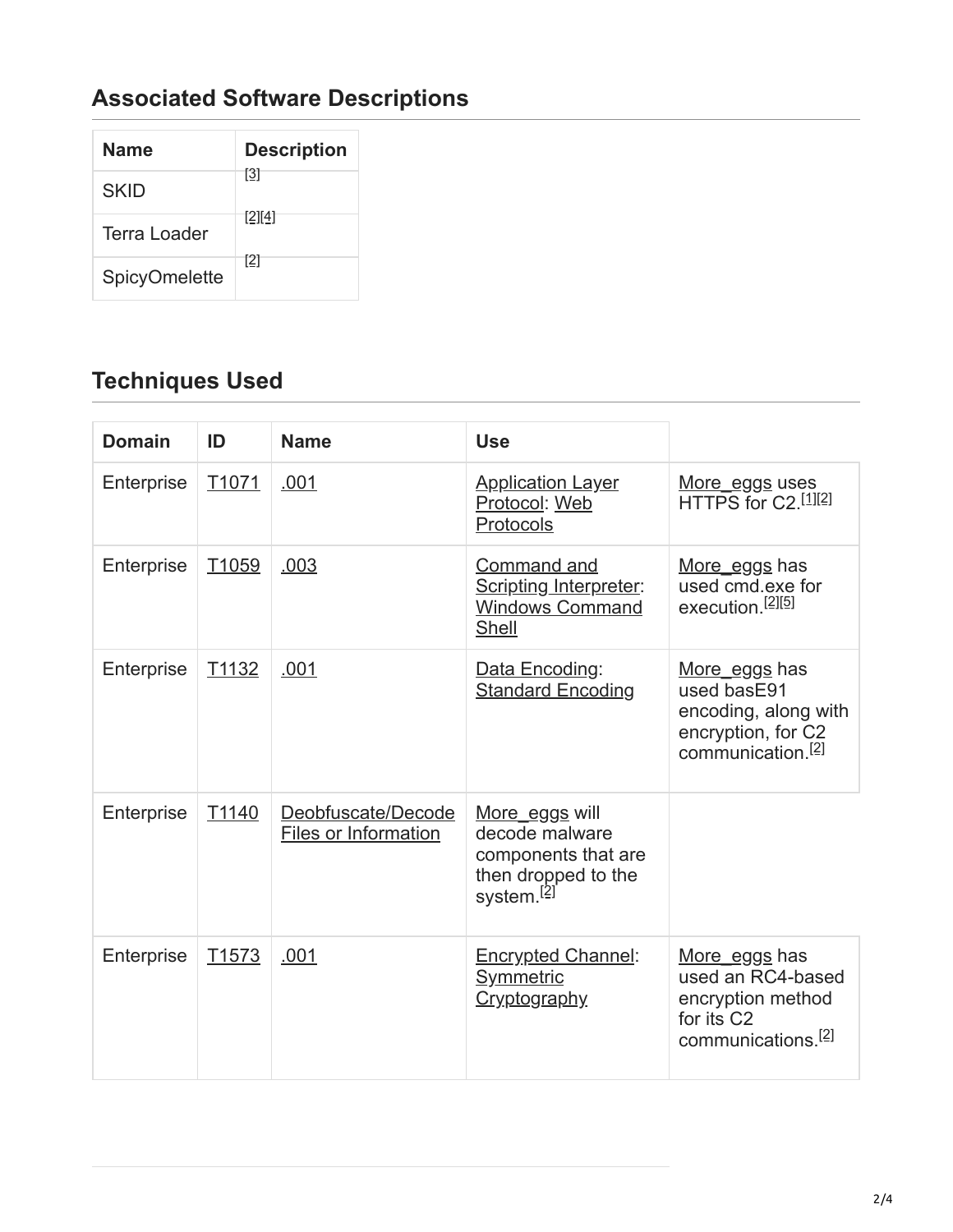## Associated Software Descriptions

| Name | Description |
| --- | --- |
| SKID | [3] |
| Terra Loader | [2][4] |
| SpicyOmelette | [2] |

## Techniques Used

| Domain | ID | Name | Use | |
| --- | --- | --- | --- | --- |
| Enterprise | T1071 | .001 | Application Layer Protocol: Web Protocols | More_eggs uses HTTPS for C2.[1][2] |
| Enterprise | T1059 | .003 | Command and Scripting Interpreter: Windows Command Shell | More_eggs has used cmd.exe for execution.[2][5] |
| Enterprise | T1132 | .001 | Data Encoding: Standard Encoding | More_eggs has used basE91 encoding, along with encryption, for C2 communication.[2] |
| Enterprise | T1140 | Deobfuscate/Decode Files or Information | More_eggs will decode malware components that are then dropped to the system.[2] | |
| Enterprise | T1573 | .001 | Encrypted Channel: Symmetric Cryptography | More_eggs has used an RC4-based encryption method for its C2 communications.[2] |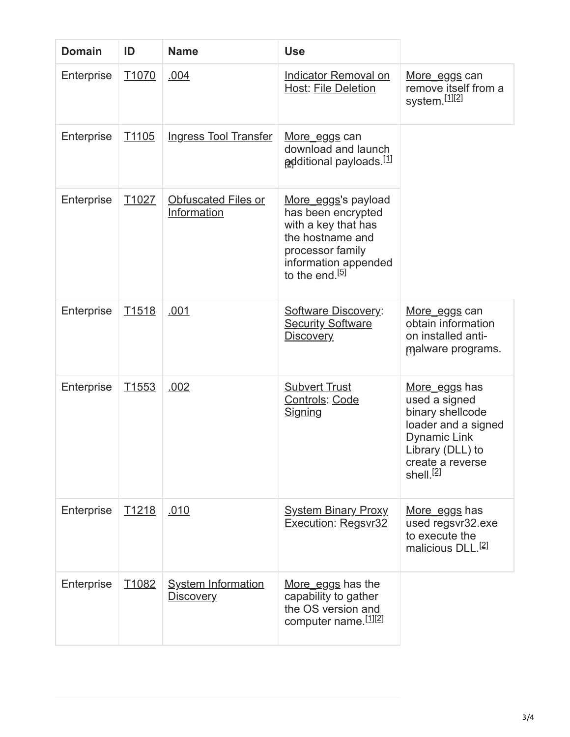| Domain | ID | Name | Use | |
|---|---|---|---|---|
| Enterprise | T1070 | .004 | Indicator Removal on Host: File Deletion | More_eggs can remove itself from a system.[1][2] |
| Enterprise | T1105 | Ingress Tool Transfer | More_eggs can download and launch additional payloads.[1][2] | |
| Enterprise | T1027 | Obfuscated Files or Information | More_eggs's payload has been encrypted with a key that has the hostname and processor family information appended to the end.[5] | |
| Enterprise | T1518 | .001 | Software Discovery: Security Software Discovery | More_eggs can obtain information on installed anti-malware programs.[1] |
| Enterprise | T1553 | .002 | Subvert Trust Controls: Code Signing | More_eggs has used a signed binary shellcode loader and a signed Dynamic Link Library (DLL) to create a reverse shell.[2] |
| Enterprise | T1218 | .010 | System Binary Proxy Execution: Regsvr32 | More_eggs has used regsvr32.exe to execute the malicious DLL.[2] |
| Enterprise | T1082 | System Information Discovery | More_eggs has the capability to gather the OS version and computer name.[1][2] | |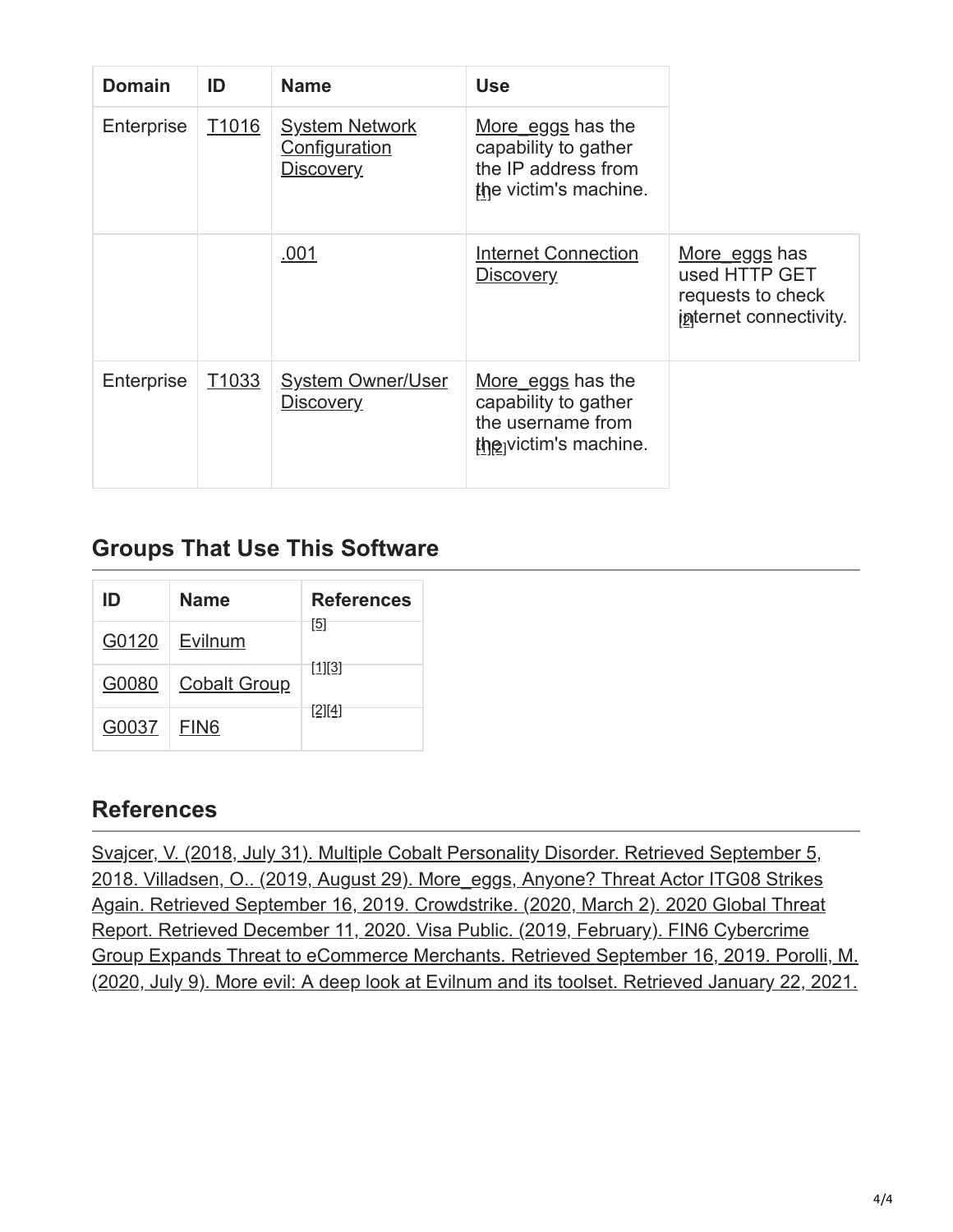| Domain | ID | Name | Use | |
|---|---|---|---|---|
| Enterprise | T1016 | System Network Configuration Discovery | More_eggs has the capability to gather the IP address from the victim's machine.[1] | |
| | | .001 | Internet Connection Discovery | More_eggs has used HTTP GET requests to check internet connectivity.[2] |
| Enterprise | T1033 | System Owner/User Discovery | More_eggs has the capability to gather the username from the victim's machine.[1][2] | |

## Groups That Use This Software

| ID | Name | References |
|---|---|---|
| G0120 | Evilnum | [5] |
| G0080 | Cobalt Group | [1][3] |
| G0037 | FIN6 | [2][4] |

## References

Svajcer, V. (2018, July 31). Multiple Cobalt Personality Disorder. Retrieved September 5, 2018. Villadsen, O.. (2019, August 29). More_eggs, Anyone? Threat Actor ITG08 Strikes Again. Retrieved September 16, 2019. Crowdstrike. (2020, March 2). 2020 Global Threat Report. Retrieved December 11, 2020. Visa Public. (2019, February). FIN6 Cybercrime Group Expands Threat to eCommerce Merchants. Retrieved September 16, 2019. Porolli, M. (2020, July 9). More evil: A deep look at Evilnum and its toolset. Retrieved January 22, 2021.